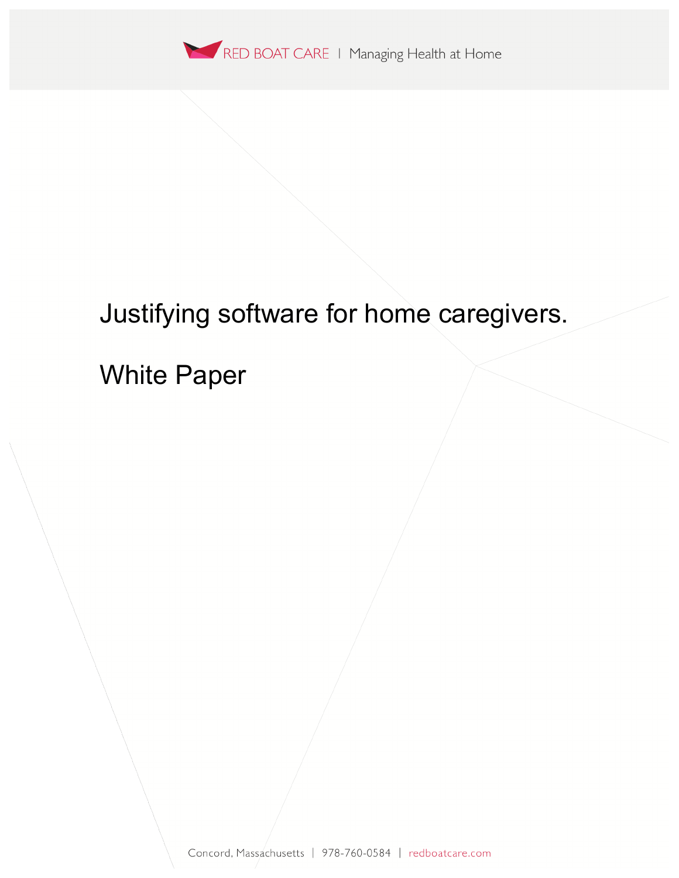RED BOAT CARE | Managing Health at Home

# Justifying software for home caregivers.

# White Paper

Concord, Massachusetts | 978-760-0584 | redboatcare.com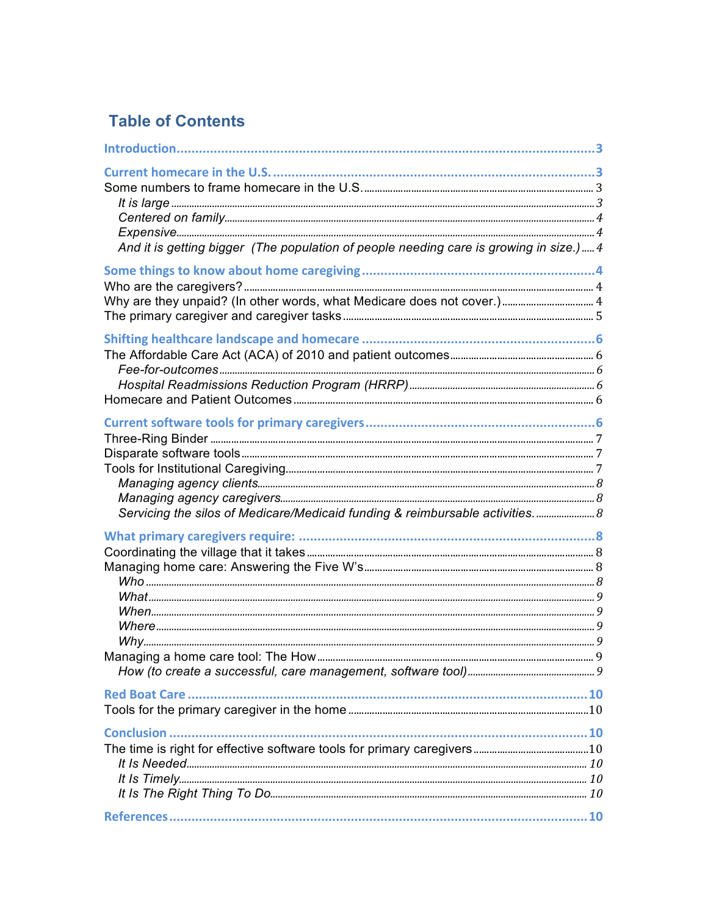## Table of Contents

**Introduction** ... 3

**Current homecare in the U.S.** ... 3

Some numbers to frame homecare in the U.S. ... 3

- *It is large* ... 3
- *Centered on family* ... 4
- *Expensive* ... 4
- *And it is getting bigger (The population of people needing care is growing in size.)* ... 4

**Some things to know about home caregiving** ... 4

Who are the caregivers? ... 4

Why are they unpaid? (In other words, what Medicare does not cover.) ... 4

The primary caregiver and caregiver tasks ... 5

**Shifting healthcare landscape and homecare** ... 6

The Affordable Care Act (ACA) of 2010 and patient outcomes ... 6

- *Fee-for-outcomes* ... 6
- *Hospital Readmissions Reduction Program (HRRP)* ... 6

Homecare and Patient Outcomes ... 6

**Current software tools for primary caregivers** ... 6

Three-Ring Binder ... 7

Disparate software tools ... 7

Tools for Institutional Caregiving ... 7

- *Managing agency clients* ... 8
- *Managing agency caregivers* ... 8
- *Servicing the silos of Medicare/Medicaid funding & reimbursable activities.* ... 8

**What primary caregivers require:** ... 8

Coordinating the village that it takes ... 8

Managing home care: Answering the Five W's ... 8

- *Who* ... 8
- *What* ... 9
- *When* ... 9
- *Where* ... 9
- *Why* ... 9

Managing a home care tool: The How ... 9

- *How (to create a successful, care management, software tool)* ... 9

**Red Boat Care** ... 10

Tools for the primary caregiver in the home ... 10

**Conclusion** ... 10

The time is right for effective software tools for primary caregivers ... 10

- *It Is Needed* ... 10
- *It Is Timely* ... 10
- *It Is The Right Thing To Do* ... 10

**References** ... 10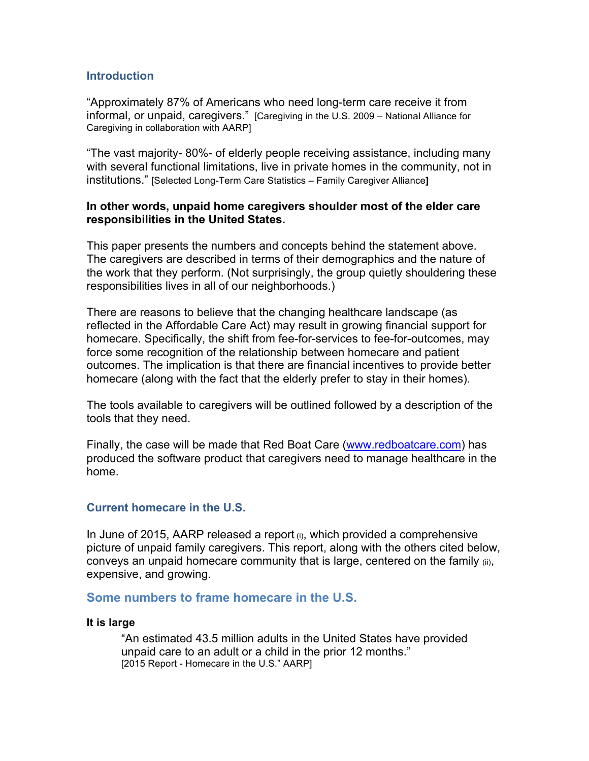## Introduction

"Approximately 87% of Americans who need long-term care receive it from informal, or unpaid, caregivers." [Caregiving in the U.S. 2009 – National Alliance for Caregiving in collaboration with AARP]

"The vast majority- 80%- of elderly people receiving assistance, including many with several functional limitations, live in private homes in the community, not in institutions." [Selected Long-Term Care Statistics – Family Caregiver Alliance]

**In other words, unpaid home caregivers shoulder most of the elder care responsibilities in the United States.**

This paper presents the numbers and concepts behind the statement above. The caregivers are described in terms of their demographics and the nature of the work that they perform. (Not surprisingly, the group quietly shouldering these responsibilities lives in all of our neighborhoods.)

There are reasons to believe that the changing healthcare landscape (as reflected in the Affordable Care Act) may result in growing financial support for homecare. Specifically, the shift from fee-for-services to fee-for-outcomes, may force some recognition of the relationship between homecare and patient outcomes. The implication is that there are financial incentives to provide better homecare (along with the fact that the elderly prefer to stay in their homes).

The tools available to caregivers will be outlined followed by a description of the tools that they need.

Finally, the case will be made that Red Boat Care (www.redboatcare.com) has produced the software product that caregivers need to manage healthcare in the home.

## Current homecare in the U.S.

In June of 2015, AARP released a report (i), which provided a comprehensive picture of unpaid family caregivers. This report, along with the others cited below, conveys an unpaid homecare community that is large, centered on the family (ii), expensive, and growing.

### Some numbers to frame homecare in the U.S.

**It is large**

> "An estimated 43.5 million adults in the United States have provided unpaid care to an adult or a child in the prior 12 months."
> [2015 Report - Homecare in the U.S." AARP]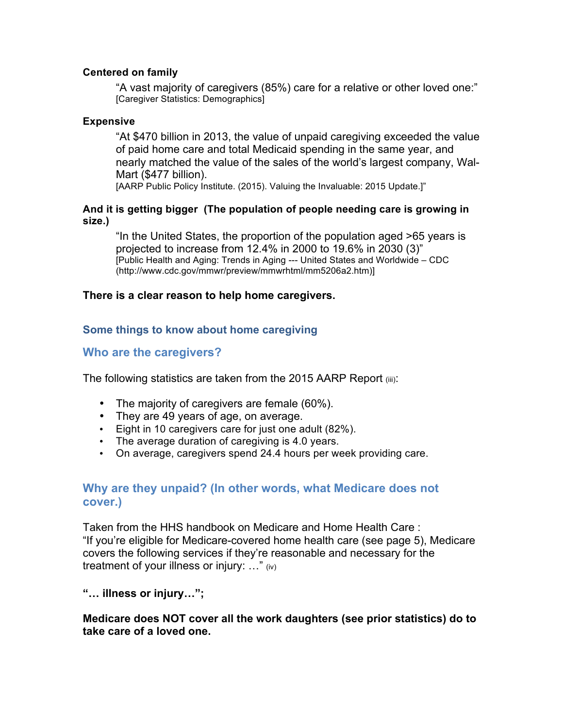**Centered on family**

> "A vast majority of caregivers (85%) care for a relative or other loved one:"
> [Caregiver Statistics: Demographics]

**Expensive**

> "At $470 billion in 2013, the value of unpaid caregiving exceeded the value of paid home care and total Medicaid spending in the same year, and nearly matched the value of the sales of the world's largest company, Wal-Mart ($477 billion).
> [AARP Public Policy Institute. (2015). Valuing the Invaluable: 2015 Update.]"

**And it is getting bigger (The population of people needing care is growing in size.)**

> "In the United States, the proportion of the population aged >65 years is projected to increase from 12.4% in 2000 to 19.6% in 2030 (3)"
> [Public Health and Aging: Trends in Aging --- United States and Worldwide – CDC (http://www.cdc.gov/mmwr/preview/mmwrhtml/mm5206a2.htm)]

**There is a clear reason to help home caregivers.**

### Some things to know about home caregiving

## Who are the caregivers?

The following statistics are taken from the 2015 AARP Report (iii):

- The majority of caregivers are female (60%).
- They are 49 years of age, on average.
- Eight in 10 caregivers care for just one adult (82%).
- The average duration of caregiving is 4.0 years.
- On average, caregivers spend 24.4 hours per week providing care.

## Why are they unpaid? (In other words, what Medicare does not cover.)

Taken from the HHS handbook on Medicare and Home Health Care :
"If you're eligible for Medicare-covered home health care (see page 5), Medicare covers the following services if they're reasonable and necessary for the treatment of your illness or injury: …" (iv)

**"… illness or injury…";**

**Medicare does NOT cover all the work daughters (see prior statistics) do to take care of a loved one.**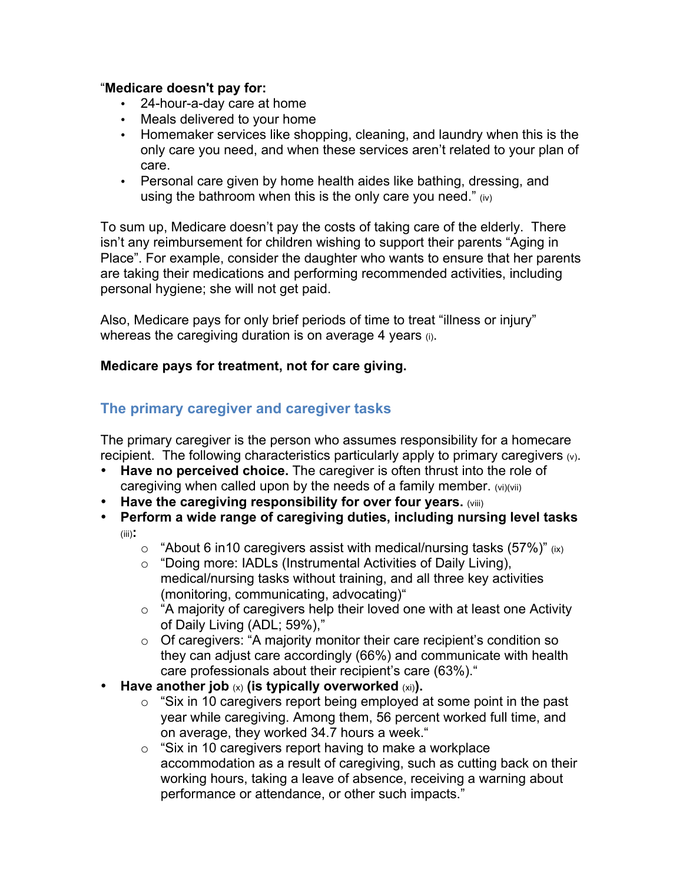"**Medicare doesn't pay for:**

- 24-hour-a-day care at home
- Meals delivered to your home
- Homemaker services like shopping, cleaning, and laundry when this is the only care you need, and when these services aren't related to your plan of care.
- Personal care given by home health aides like bathing, dressing, and using the bathroom when this is the only care you need." (iv)

To sum up, Medicare doesn't pay the costs of taking care of the elderly. There isn't any reimbursement for children wishing to support their parents "Aging in Place". For example, consider the daughter who wants to ensure that her parents are taking their medications and performing recommended activities, including personal hygiene; she will not get paid.

Also, Medicare pays for only brief periods of time to treat "illness or injury" whereas the caregiving duration is on average 4 years (i).

**Medicare pays for treatment, not for care giving.**

## The primary caregiver and caregiver tasks

The primary caregiver is the person who assumes responsibility for a homecare recipient. The following characteristics particularly apply to primary caregivers (v).

- **Have no perceived choice.** The caregiver is often thrust into the role of caregiving when called upon by the needs of a family member. (vi)(vii)
- **Have the caregiving responsibility for over four years.** (viii)
- **Perform a wide range of caregiving duties, including nursing level tasks** (iii)**:**
  - "About 6 in10 caregivers assist with medical/nursing tasks (57%)" (ix)
  - "Doing more: IADLs (Instrumental Activities of Daily Living), medical/nursing tasks without training, and all three key activities (monitoring, communicating, advocating)"
  - "A majority of caregivers help their loved one with at least one Activity of Daily Living (ADL; 59%),"
  - Of caregivers: "A majority monitor their care recipient's condition so they can adjust care accordingly (66%) and communicate with health care professionals about their recipient's care (63%)."
- **Have another job** (x) **(is typically overworked** (xi)**).**
  - "Six in 10 caregivers report being employed at some point in the past year while caregiving. Among them, 56 percent worked full time, and on average, they worked 34.7 hours a week."
  - "Six in 10 caregivers report having to make a workplace accommodation as a result of caregiving, such as cutting back on their working hours, taking a leave of absence, receiving a warning about performance or attendance, or other such impacts."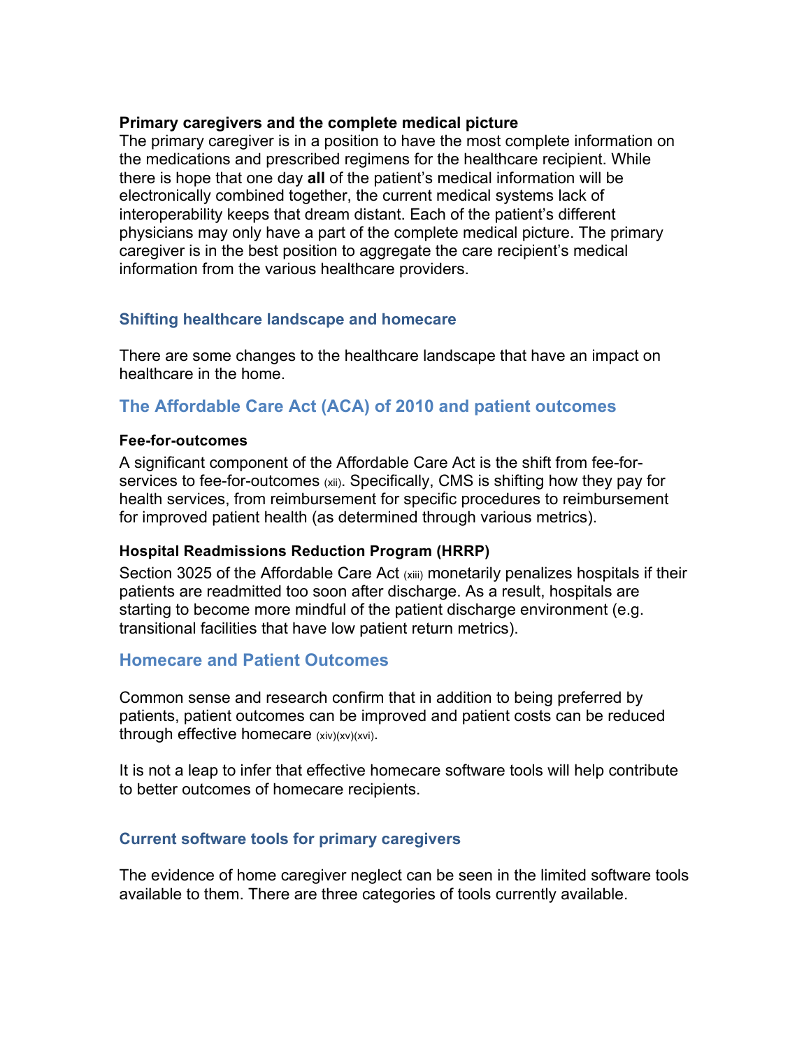**Primary caregivers and the complete medical picture**

The primary caregiver is in a position to have the most complete information on the medications and prescribed regimens for the healthcare recipient. While there is hope that one day **all** of the patient's medical information will be electronically combined together, the current medical systems lack of interoperability keeps that dream distant. Each of the patient's different physicians may only have a part of the complete medical picture. The primary caregiver is in the best position to aggregate the care recipient's medical information from the various healthcare providers.

## Shifting healthcare landscape and homecare

There are some changes to the healthcare landscape that have an impact on healthcare in the home.

## The Affordable Care Act (ACA) of 2010 and patient outcomes

#### Fee-for-outcomes

A significant component of the Affordable Care Act is the shift from fee-for-services to fee-for-outcomes [xii]. Specifically, CMS is shifting how they pay for health services, from reimbursement for specific procedures to reimbursement for improved patient health (as determined through various metrics).

#### Hospital Readmissions Reduction Program (HRRP)

Section 3025 of the Affordable Care Act [xiii] monetarily penalizes hospitals if their patients are readmitted too soon after discharge. As a result, hospitals are starting to become more mindful of the patient discharge environment (e.g. transitional facilities that have low patient return metrics).

## Homecare and Patient Outcomes

Common sense and research confirm that in addition to being preferred by patients, patient outcomes can be improved and patient costs can be reduced through effective homecare [xiv][xv][xvi].

It is not a leap to infer that effective homecare software tools will help contribute to better outcomes of homecare recipients.

## Current software tools for primary caregivers

The evidence of home caregiver neglect can be seen in the limited software tools available to them. There are three categories of tools currently available.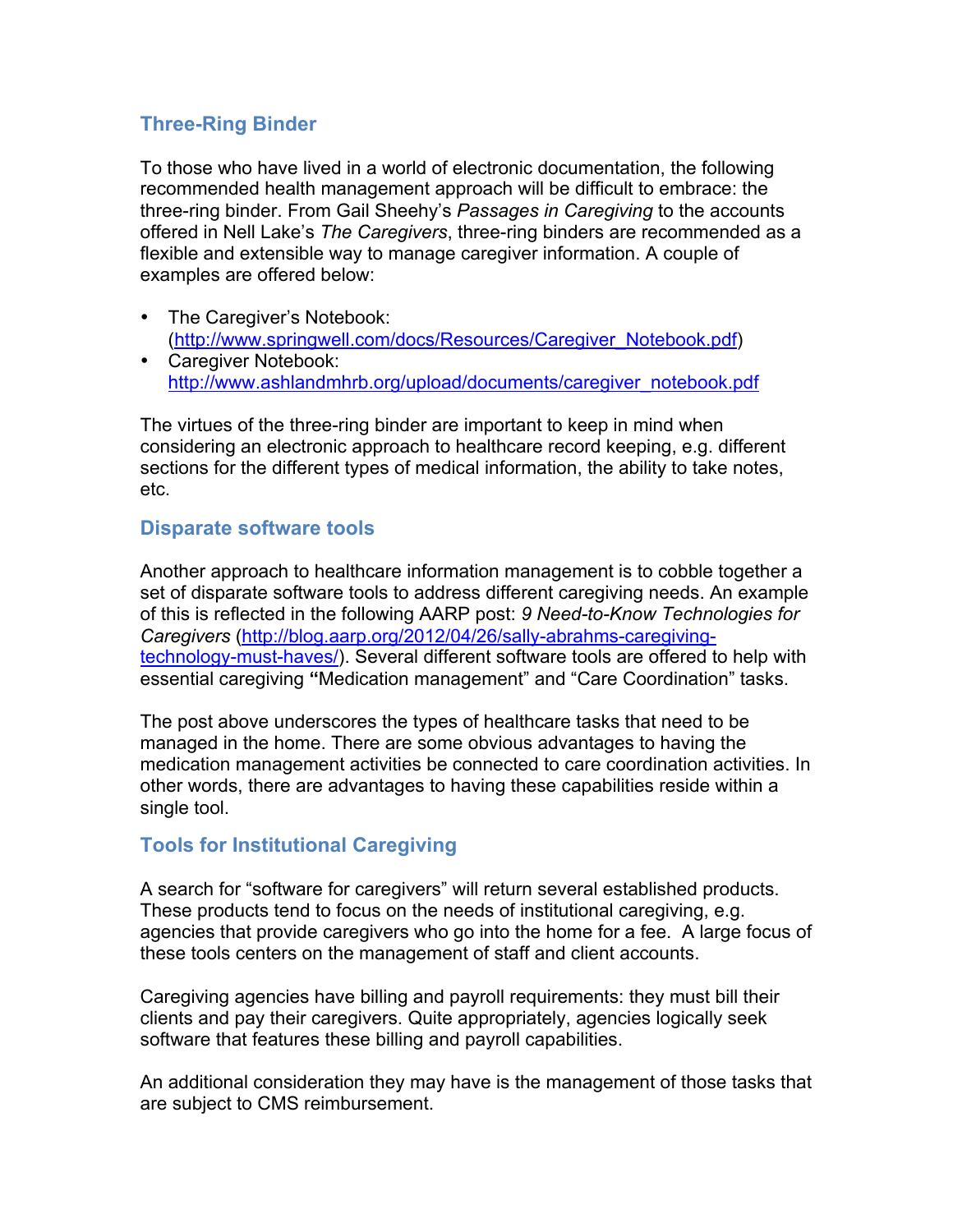## Three-Ring Binder

To those who have lived in a world of electronic documentation, the following recommended health management approach will be difficult to embrace: the three-ring binder. From Gail Sheehy's *Passages in Caregiving* to the accounts offered in Nell Lake's *The Caregivers*, three-ring binders are recommended as a flexible and extensible way to manage caregiver information. A couple of examples are offered below:

- The Caregiver's Notebook: (http://www.springwell.com/docs/Resources/Caregiver_Notebook.pdf)
- Caregiver Notebook: http://www.ashlandmhrb.org/upload/documents/caregiver_notebook.pdf

The virtues of the three-ring binder are important to keep in mind when considering an electronic approach to healthcare record keeping, e.g. different sections for the different types of medical information, the ability to take notes, etc.

## Disparate software tools

Another approach to healthcare information management is to cobble together a set of disparate software tools to address different caregiving needs. An example of this is reflected in the following AARP post: *9 Need-to-Know Technologies for Caregivers* (http://blog.aarp.org/2012/04/26/sally-abrahms-caregiving-technology-must-haves/). Several different software tools are offered to help with essential caregiving **"**Medication management" and "Care Coordination" tasks.

The post above underscores the types of healthcare tasks that need to be managed in the home. There are some obvious advantages to having the medication management activities be connected to care coordination activities. In other words, there are advantages to having these capabilities reside within a single tool.

## Tools for Institutional Caregiving

A search for "software for caregivers" will return several established products. These products tend to focus on the needs of institutional caregiving, e.g. agencies that provide caregivers who go into the home for a fee. A large focus of these tools centers on the management of staff and client accounts.

Caregiving agencies have billing and payroll requirements: they must bill their clients and pay their caregivers. Quite appropriately, agencies logically seek software that features these billing and payroll capabilities.

An additional consideration they may have is the management of those tasks that are subject to CMS reimbursement.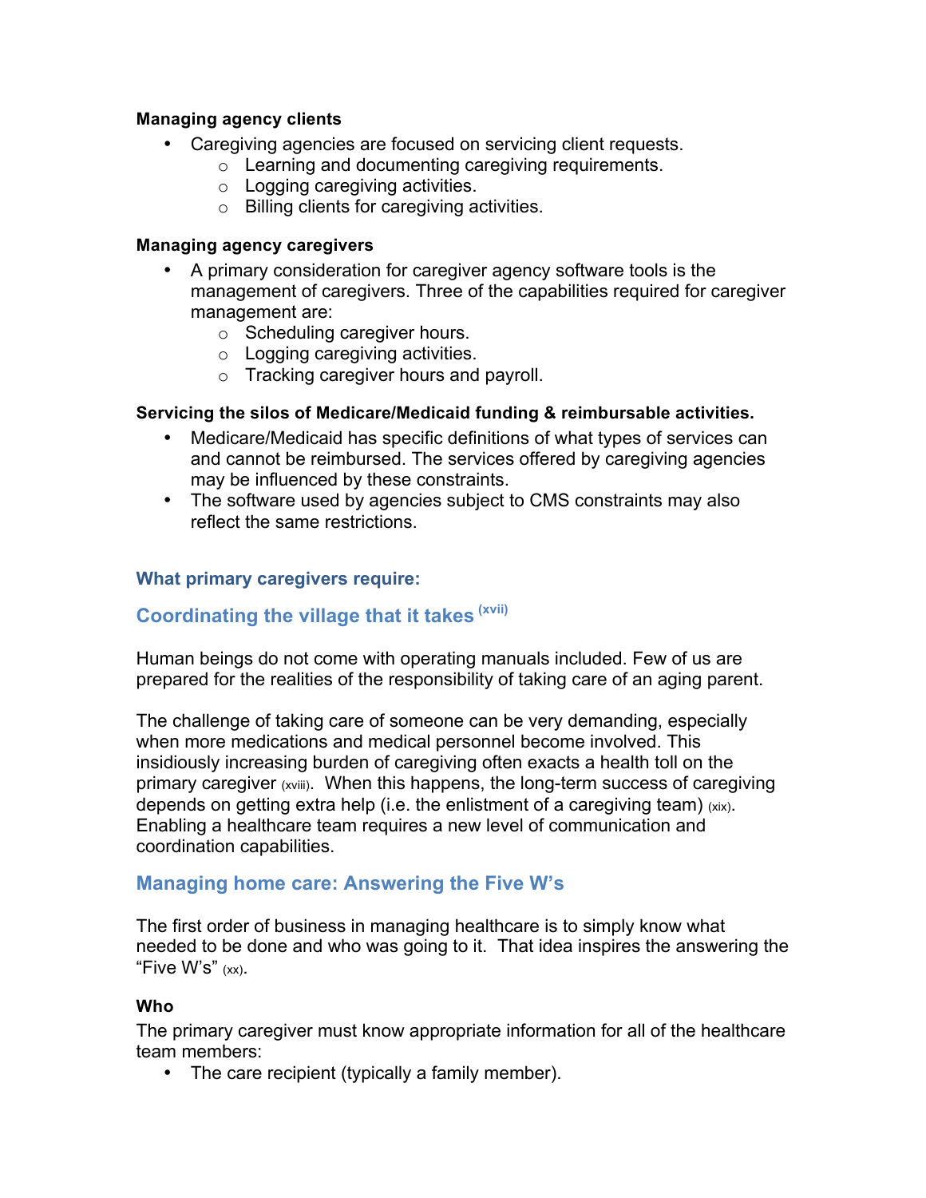**Managing agency clients**

- Caregiving agencies are focused on servicing client requests.
    - Learning and documenting caregiving requirements.
    - Logging caregiving activities.
    - Billing clients for caregiving activities.

**Managing agency caregivers**

- A primary consideration for caregiver agency software tools is the management of caregivers. Three of the capabilities required for caregiver management are:
    - Scheduling caregiver hours.
    - Logging caregiving activities.
    - Tracking caregiver hours and payroll.

**Servicing the silos of Medicare/Medicaid funding & reimbursable activities.**

- Medicare/Medicaid has specific definitions of what types of services can and cannot be reimbursed. The services offered by caregiving agencies may be influenced by these constraints.
- The software used by agencies subject to CMS constraints may also reflect the same restrictions.

### What primary caregivers require:

## Coordinating the village that it takes [xvii]

Human beings do not come with operating manuals included. Few of us are prepared for the realities of the responsibility of taking care of an aging parent.

The challenge of taking care of someone can be very demanding, especially when more medications and medical personnel become involved. This insidiously increasing burden of caregiving often exacts a health toll on the primary caregiver [xviii]. When this happens, the long-term success of caregiving depends on getting extra help (i.e. the enlistment of a caregiving team) [xix]. Enabling a healthcare team requires a new level of communication and coordination capabilities.

## Managing home care: Answering the Five W's

The first order of business in managing healthcare is to simply know what needed to be done and who was going to it. That idea inspires the answering the "Five W's" [xx].

**Who**

The primary caregiver must know appropriate information for all of the healthcare team members:

- The care recipient (typically a family member).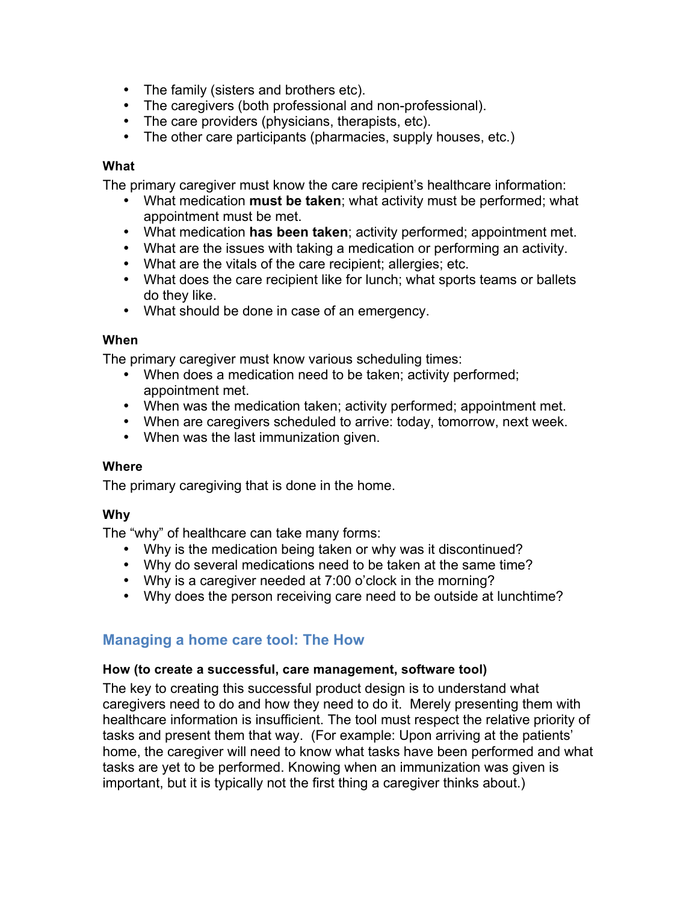- The family (sisters and brothers etc).
- The caregivers (both professional and non-professional).
- The care providers (physicians, therapists, etc).
- The other care participants (pharmacies, supply houses, etc.)

**What**

The primary caregiver must know the care recipient's healthcare information:

- What medication **must be taken**; what activity must be performed; what appointment must be met.
- What medication **has been taken**; activity performed; appointment met.
- What are the issues with taking a medication or performing an activity.
- What are the vitals of the care recipient; allergies; etc.
- What does the care recipient like for lunch; what sports teams or ballets do they like.
- What should be done in case of an emergency.

**When**

The primary caregiver must know various scheduling times:

- When does a medication need to be taken; activity performed; appointment met.
- When was the medication taken; activity performed; appointment met.
- When are caregivers scheduled to arrive: today, tomorrow, next week.
- When was the last immunization given.

**Where**

The primary caregiving that is done in the home.

**Why**

The "why" of healthcare can take many forms:

- Why is the medication being taken or why was it discontinued?
- Why do several medications need to be taken at the same time?
- Why is a caregiver needed at 7:00 o'clock in the morning?
- Why does the person receiving care need to be outside at lunchtime?

## Managing a home care tool: The How

**How (to create a successful, care management, software tool)**

The key to creating this successful product design is to understand what caregivers need to do and how they need to do it. Merely presenting them with healthcare information is insufficient. The tool must respect the relative priority of tasks and present them that way. (For example: Upon arriving at the patients' home, the caregiver will need to know what tasks have been performed and what tasks are yet to be performed. Knowing when an immunization was given is important, but it is typically not the first thing a caregiver thinks about.)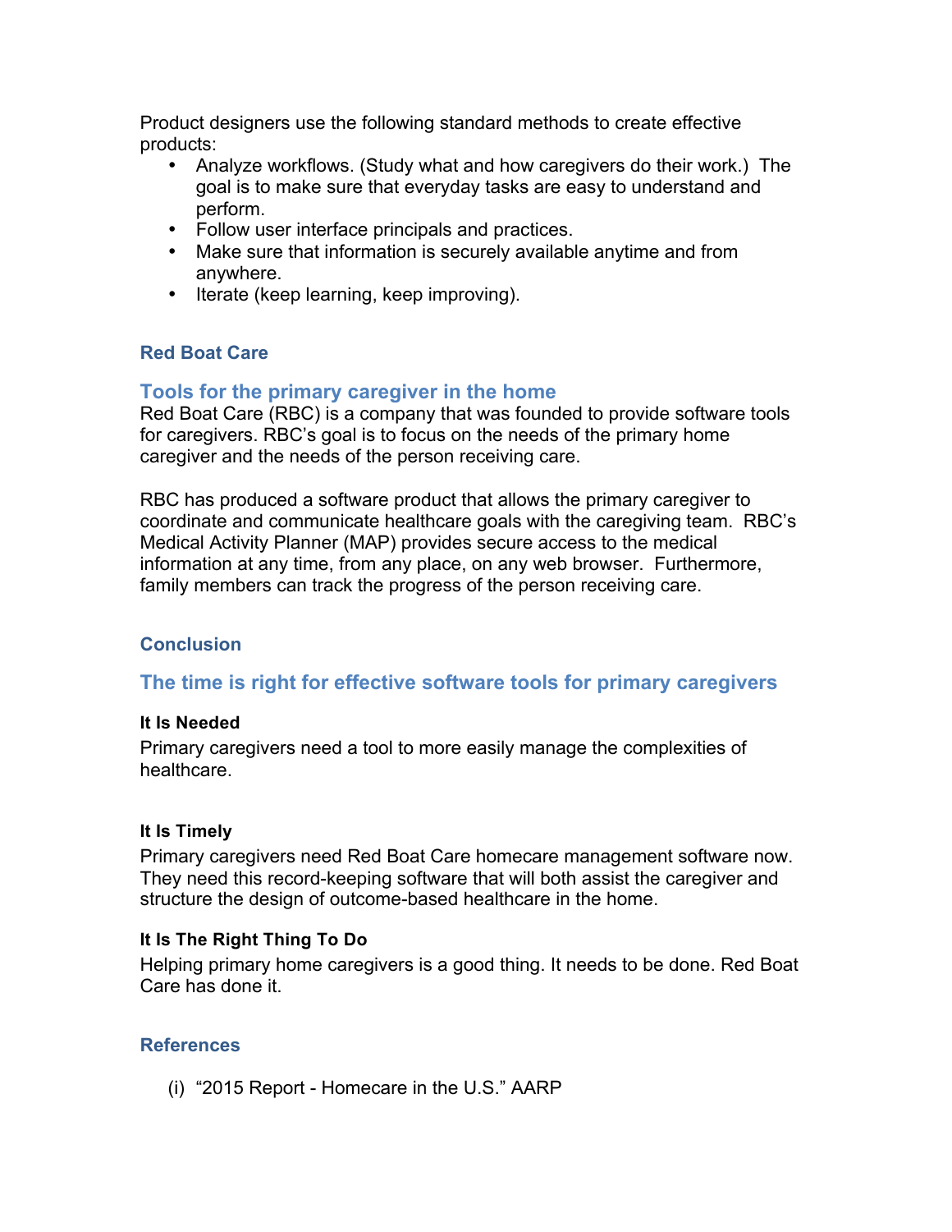Product designers use the following standard methods to create effective products:

- Analyze workflows. (Study what and how caregivers do their work.) The goal is to make sure that everyday tasks are easy to understand and perform.
- Follow user interface principals and practices.
- Make sure that information is securely available anytime and from anywhere.
- Iterate (keep learning, keep improving).

## Red Boat Care

### Tools for the primary caregiver in the home

Red Boat Care (RBC) is a company that was founded to provide software tools for caregivers. RBC's goal is to focus on the needs of the primary home caregiver and the needs of the person receiving care.

RBC has produced a software product that allows the primary caregiver to coordinate and communicate healthcare goals with the caregiving team. RBC's Medical Activity Planner (MAP) provides secure access to the medical information at any time, from any place, on any web browser. Furthermore, family members can track the progress of the person receiving care.

## Conclusion

### The time is right for effective software tools for primary caregivers

**It Is Needed**

Primary caregivers need a tool to more easily manage the complexities of healthcare.

**It Is Timely**

Primary caregivers need Red Boat Care homecare management software now. They need this record-keeping software that will both assist the caregiver and structure the design of outcome-based healthcare in the home.

**It Is The Right Thing To Do**

Helping primary home caregivers is a good thing. It needs to be done. Red Boat Care has done it.

## References

(i) "2015 Report - Homecare in the U.S." AARP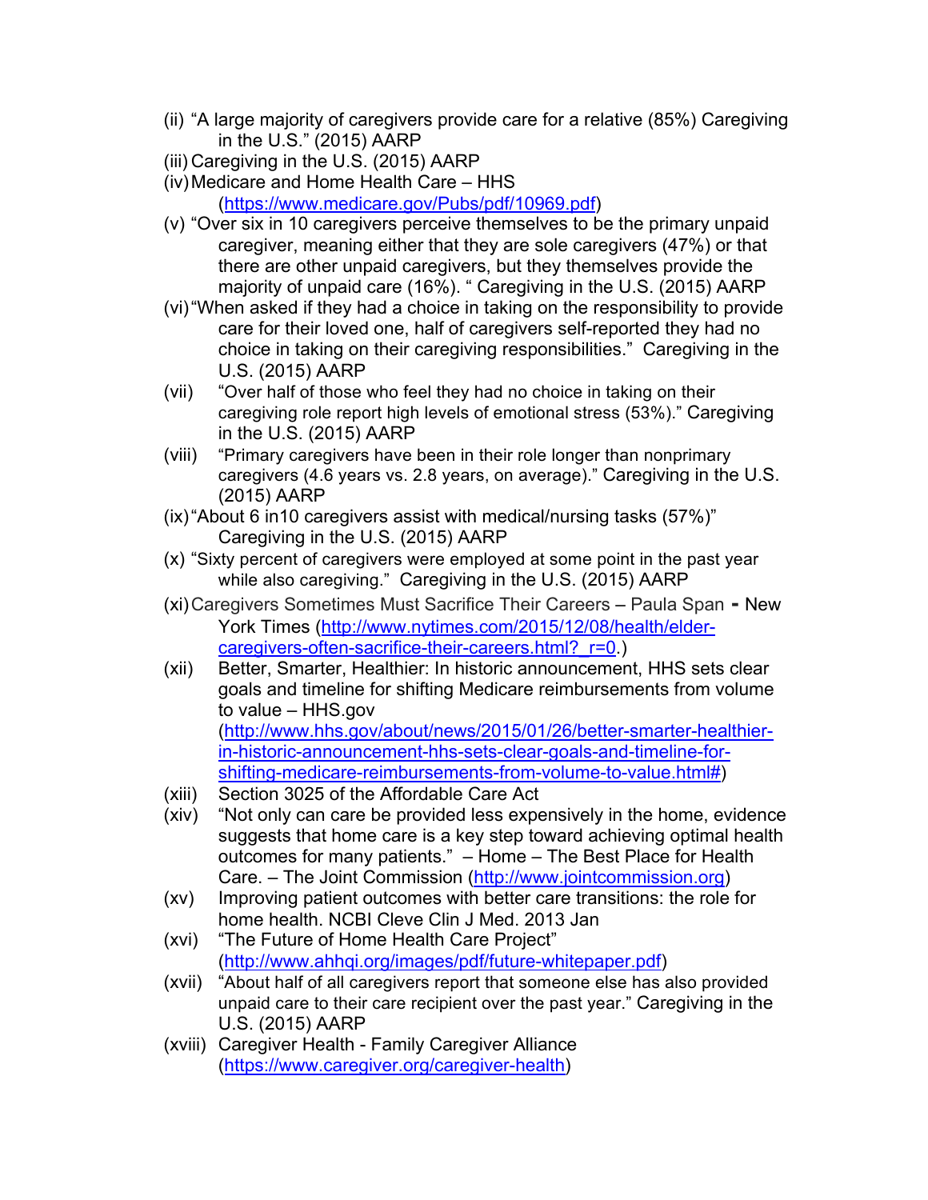(ii) "A large majority of caregivers provide care for a relative (85%) Caregiving in the U.S." (2015) AARP

(iii) Caregiving in the U.S. (2015) AARP

(iv) Medicare and Home Health Care – HHS (https://www.medicare.gov/Pubs/pdf/10969.pdf)

(v) "Over six in 10 caregivers perceive themselves to be the primary unpaid caregiver, meaning either that they are sole caregivers (47%) or that there are other unpaid caregivers, but they themselves provide the majority of unpaid care (16%). " Caregiving in the U.S. (2015) AARP

(vi) "When asked if they had a choice in taking on the responsibility to provide care for their loved one, half of caregivers self-reported they had no choice in taking on their caregiving responsibilities." Caregiving in the U.S. (2015) AARP

(vii) "Over half of those who feel they had no choice in taking on their caregiving role report high levels of emotional stress (53%)." Caregiving in the U.S. (2015) AARP

(viii) "Primary caregivers have been in their role longer than nonprimary caregivers (4.6 years vs. 2.8 years, on average)." Caregiving in the U.S. (2015) AARP

(ix) "About 6 in10 caregivers assist with medical/nursing tasks (57%)" Caregiving in the U.S. (2015) AARP

(x) "Sixty percent of caregivers were employed at some point in the past year while also caregiving." Caregiving in the U.S. (2015) AARP

(xi) Caregivers Sometimes Must Sacrifice Their Careers – Paula Span - New York Times (http://www.nytimes.com/2015/12/08/health/elder-caregivers-often-sacrifice-their-careers.html?_r=0.)

(xii) Better, Smarter, Healthier: In historic announcement, HHS sets clear goals and timeline for shifting Medicare reimbursements from volume to value – HHS.gov (http://www.hhs.gov/about/news/2015/01/26/better-smarter-healthier-in-historic-announcement-hhs-sets-clear-goals-and-timeline-for-shifting-medicare-reimbursements-from-volume-to-value.html#)

(xiii) Section 3025 of the Affordable Care Act

(xiv) "Not only can care be provided less expensively in the home, evidence suggests that home care is a key step toward achieving optimal health outcomes for many patients." – Home – The Best Place for Health Care. – The Joint Commission (http://www.jointcommission.org)

(xv) Improving patient outcomes with better care transitions: the role for home health. NCBI Cleve Clin J Med. 2013 Jan

(xvi) "The Future of Home Health Care Project" (http://www.ahhqi.org/images/pdf/future-whitepaper.pdf)

(xvii) "About half of all caregivers report that someone else has also provided unpaid care to their care recipient over the past year." Caregiving in the U.S. (2015) AARP

(xviii) Caregiver Health - Family Caregiver Alliance (https://www.caregiver.org/caregiver-health)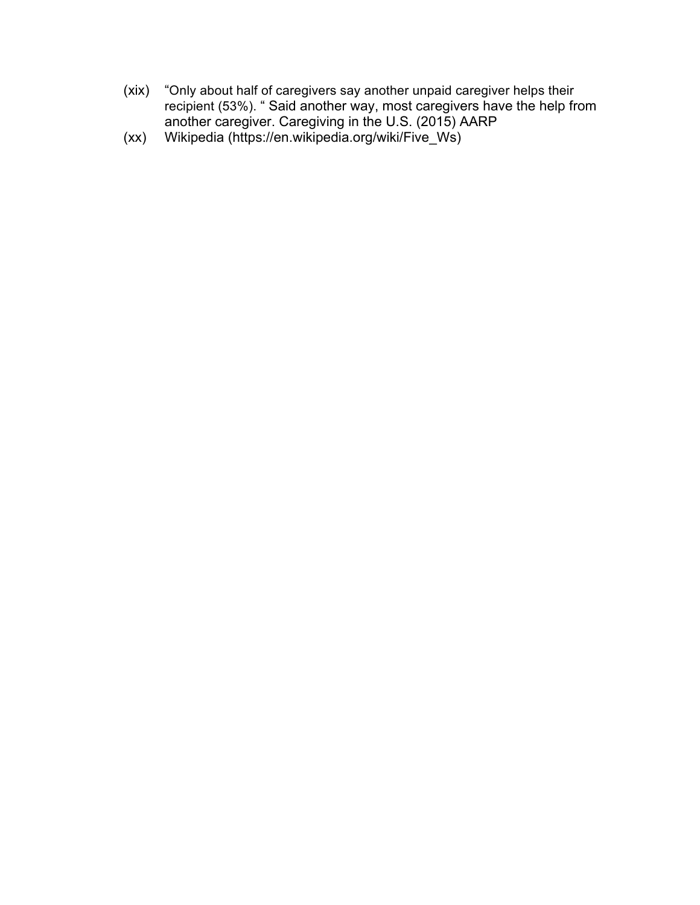(xix) "Only about half of caregivers say another unpaid caregiver helps their recipient (53%). " Said another way, most caregivers have the help from another caregiver. Caregiving in the U.S. (2015) AARP

(xx) Wikipedia (https://en.wikipedia.org/wiki/Five_Ws)